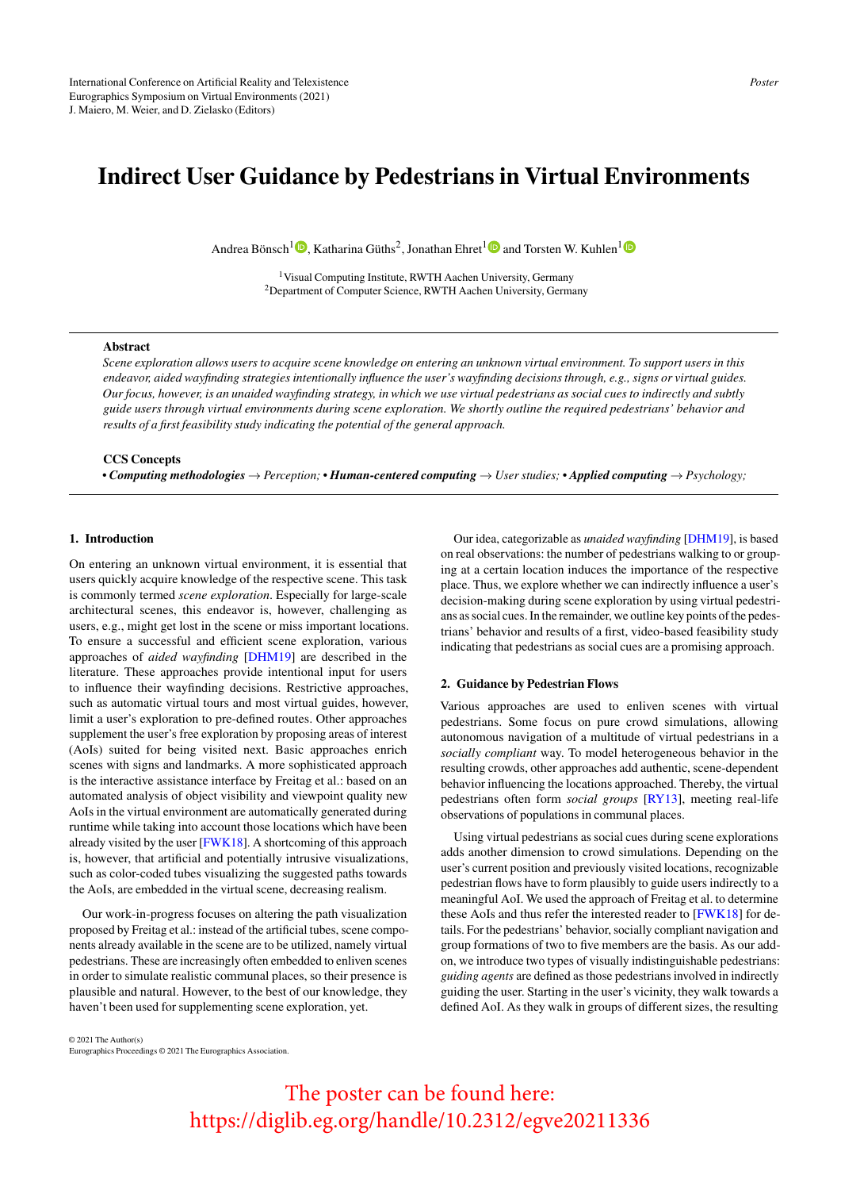# Indirect User Guidance by Pedestrians in Virtual Environments

Andrea Bönsch[1], Katharina Güths[2], Jonathan Ehret[1] and Torsten W. Kuhlen[1]

[1] Visual Computing Institute, RWTH Aachen University, Germany
[2] Department of Computer Science, RWTH Aachen University, Germany

## Abstract

*Scene exploration allows users to acquire scene knowledge on entering an unknown virtual environment. To support users in this endeavor, aided wayfinding strategies intentionally influence the user's wayfinding decisions through, e.g., signs or virtual guides. Our focus, however, is an unaided wayfinding strategy, in which we use virtual pedestrians as social cues to indirectly and subtly guide users through virtual environments during scene exploration. We shortly outline the required pedestrians' behavior and results of a first feasibility study indicating the potential of the general approach.*

### CCS Concepts

• ***Computing methodologies*** → *Perception;* • ***Human-centered computing*** → *User studies;* • ***Applied computing*** → *Psychology;*

## 1. Introduction

On entering an unknown virtual environment, it is essential that users quickly acquire knowledge of the respective scene. This task is commonly termed *scene exploration*. Especially for large-scale architectural scenes, this endeavor is, however, challenging as users, e.g., might get lost in the scene or miss important locations. To ensure a successful and efficient scene exploration, various approaches of *aided wayfinding* [DHM19] are described in the literature. These approaches provide intentional input for users to influence their wayfinding decisions. Restrictive approaches, such as automatic virtual tours and most virtual guides, however, limit a user's exploration to pre-defined routes. Other approaches supplement the user's free exploration by proposing areas of interest (AoIs) suited for being visited next. Basic approaches enrich scenes with signs and landmarks. A more sophisticated approach is the interactive assistance interface by Freitag et al.: based on an automated analysis of object visibility and viewpoint quality new AoIs in the virtual environment are automatically generated during runtime while taking into account those locations which have been already visited by the user [FWK18]. A shortcoming of this approach is, however, that artificial and potentially intrusive visualizations, such as color-coded tubes visualizing the suggested paths towards the AoIs, are embedded in the virtual scene, decreasing realism.

Our work-in-progress focuses on altering the path visualization proposed by Freitag et al.: instead of the artificial tubes, scene components already available in the scene are to be utilized, namely virtual pedestrians. These are increasingly often embedded to enliven scenes in order to simulate realistic communal places, so their presence is plausible and natural. However, to the best of our knowledge, they haven't been used for supplementing scene exploration, yet.

Our idea, categorizable as *unaided wayfinding* [DHM19], is based on real observations: the number of pedestrians walking to or grouping at a certain location induces the importance of the respective place. Thus, we explore whether we can indirectly influence a user's decision-making during scene exploration by using virtual pedestrians as social cues. In the remainder, we outline key points of the pedestrians' behavior and results of a first, video-based feasibility study indicating that pedestrians as social cues are a promising approach.

## 2. Guidance by Pedestrian Flows

Various approaches are used to enliven scenes with virtual pedestrians. Some focus on pure crowd simulations, allowing autonomous navigation of a multitude of virtual pedestrians in a *socially compliant* way. To model heterogeneous behavior in the resulting crowds, other approaches add authentic, scene-dependent behavior influencing the locations approached. Thereby, the virtual pedestrians often form *social groups* [RY13], meeting real-life observations of populations in communal places.

Using virtual pedestrians as social cues during scene explorations adds another dimension to crowd simulations. Depending on the user's current position and previously visited locations, recognizable pedestrian flows have to form plausibly to guide users indirectly to a meaningful AoI. We used the approach of Freitag et al. to determine these AoIs and thus refer the interested reader to [FWK18] for details. For the pedestrians' behavior, socially compliant navigation and group formations of two to five members are the basis. As our add-on, we introduce two types of visually indistinguishable pedestrians: *guiding agents* are defined as those pedestrians involved in indirectly guiding the user. Starting in the user's vicinity, they walk towards a defined AoI. As they walk in groups of different sizes, the resulting

© 2021 The Author(s)
Eurographics Proceedings © 2021 The Eurographics Association.

The poster can be found here:
https://diglib.eg.org/handle/10.2312/egve20211336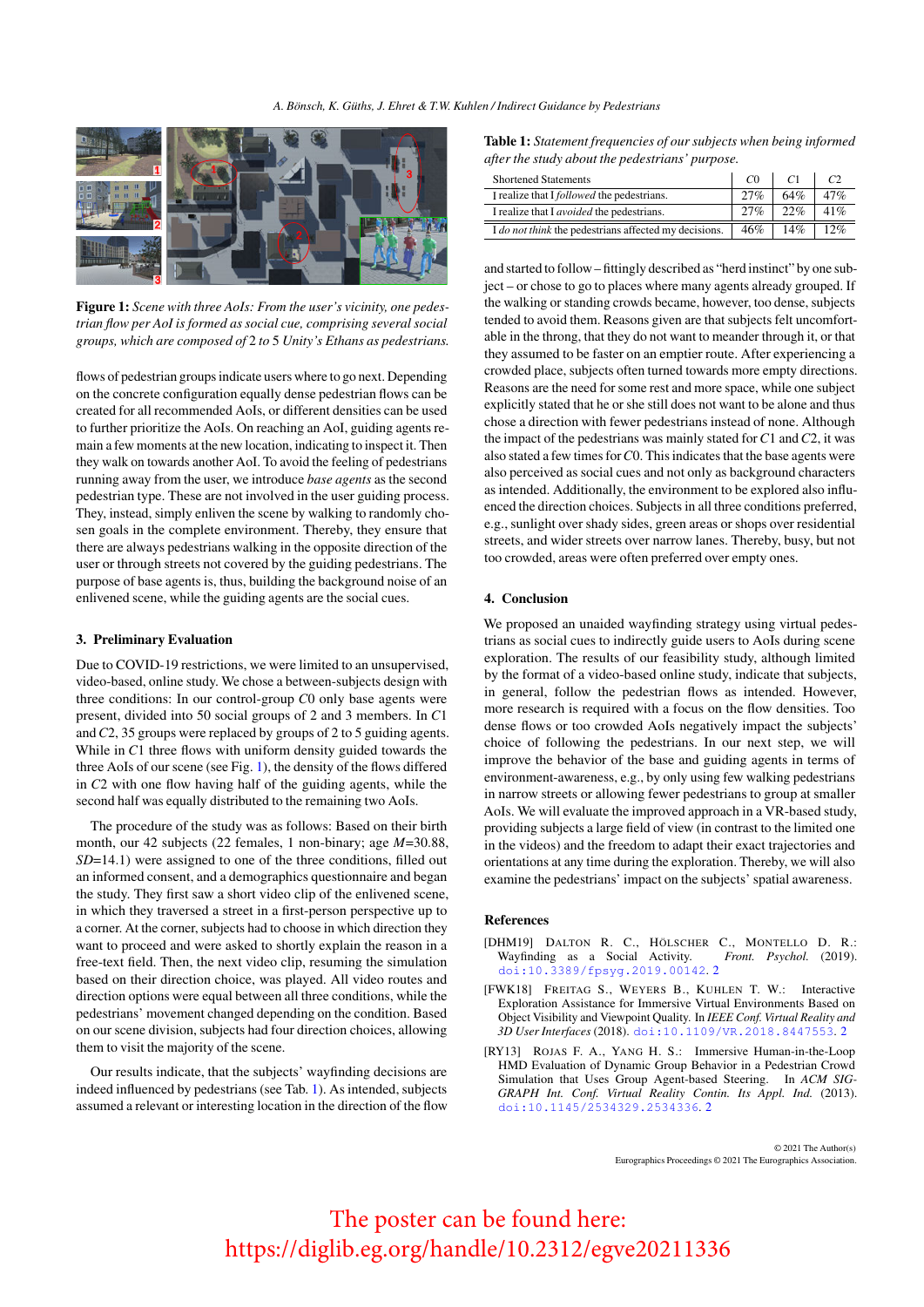Figure 1: *Scene with three AoIs: From the user's vicinity, one pedestrian flow per AoI is formed as social cue, comprising several social groups, which are composed of* 2 *to* 5 *Unity's Ethans as pedestrians.*

flows of pedestrian groups indicate users where to go next. Depending on the concrete configuration equally dense pedestrian flows can be created for all recommended AoIs, or different densities can be used to further prioritize the AoIs. On reaching an AoI, guiding agents remain a few moments at the new location, indicating to inspect it. Then they walk on towards another AoI. To avoid the feeling of pedestrians running away from the user, we introduce *base agents* as the second pedestrian type. These are not involved in the user guiding process. They, instead, simply enliven the scene by walking to randomly chosen goals in the complete environment. Thereby, they ensure that there are always pedestrians walking in the opposite direction of the user or through streets not covered by the guiding pedestrians. The purpose of base agents is, thus, building the background noise of an enlivened scene, while the guiding agents are the social cues.

## 3. Preliminary Evaluation

Due to COVID-19 restrictions, we were limited to an unsupervised, video-based, online study. We chose a between-subjects design with three conditions: In our control-group $C0$ only base agents were present, divided into 50 social groups of 2 and 3 members. In $C1$ and $C2$, 35 groups were replaced by groups of 2 to 5 guiding agents. While in $C1$ three flows with uniform density guided towards the three AoIs of our scene (see Fig. 1), the density of the flows differed in $C2$ with one flow having half of the guiding agents, while the second half was equally distributed to the remaining two AoIs.

The procedure of the study was as follows: Based on their birth month, our 42 subjects (22 females, 1 non-binary; age $M$=30.88, $SD$=14.1) were assigned to one of the three conditions, filled out an informed consent, and a demographics questionnaire and began the study. They first saw a short video clip of the enlivened scene, in which they traversed a street in a first-person perspective up to a corner. At the corner, subjects had to choose in which direction they want to proceed and were asked to shortly explain the reason in a free-text field. Then, the next video clip, resuming the simulation based on their direction choice, was played. All video routes and direction options were equal between all three conditions, while the pedestrians' movement changed depending on the condition. Based on our scene division, subjects had four direction choices, allowing them to visit the majority of the scene.

Our results indicate, that the subjects' wayfinding decisions are indeed influenced by pedestrians (see Tab. 1). As intended, subjects assumed a relevant or interesting location in the direction of the flow and started to follow – fittingly described as "herd instinct" by one subject – or chose to go to places where many agents already grouped. If the walking or standing crowds became, however, too dense, subjects tended to avoid them. Reasons given are that subjects felt uncomfortable in the throng, that they do not want to meander through it, or that they assumed to be faster on an emptier route. After experiencing a crowded place, subjects often turned towards more empty directions. Reasons are the need for some rest and more space, while one subject explicitly stated that he or she still does not want to be alone and thus chose a direction with fewer pedestrians instead of none. Although the impact of the pedestrians was mainly stated for $C1$ and $C2$, it was also stated a few times for $C0$. This indicates that the base agents were also perceived as social cues and not only as background characters as intended. Additionally, the environment to be explored also influenced the direction choices. Subjects in all three conditions preferred, e.g., sunlight over shady sides, green areas or shops over residential streets, and wider streets over narrow lanes. Thereby, busy, but not too crowded, areas were often preferred over empty ones.

Table 1: *Statement frequencies of our subjects when being informed after the study about the pedestrians' purpose.*

| Shortened Statements | $C0$ | $C1$ | $C2$ |
|---|---|---|---|
| I realize that I *followed* the pedestrians. | 27% | 64% | 47% |
| I realize that I *avoided* the pedestrians. | 27% | 22% | 41% |
| I *do not think* the pedestrians affected my decisions. | 46% | 14% | 12% |

## 4. Conclusion

We proposed an unaided wayfinding strategy using virtual pedestrians as social cues to indirectly guide users to AoIs during scene exploration. The results of our feasibility study, although limited by the format of a video-based online study, indicate that subjects, in general, follow the pedestrian flows as intended. However, more research is required with a focus on the flow densities. Too dense flows or too crowded AoIs negatively impact the subjects' choice of following the pedestrians. In our next step, we will improve the behavior of the base and guiding agents in terms of environment-awareness, e.g., by only using few walking pedestrians in narrow streets or allowing fewer pedestrians to group at smaller AoIs. We will evaluate the improved approach in a VR-based study, providing subjects a large field of view (in contrast to the limited one in the videos) and the freedom to adapt their exact trajectories and orientations at any time during the exploration. Thereby, we will also examine the pedestrians' impact on the subjects' spatial awareness.

## References

[DHM19] Dalton R. C., Hölscher C., Montello D. R.: Wayfinding as a Social Activity. *Front. Psychol.* (2019). doi:10.3389/fpsyg.2019.00142. 2

[FWK18] Freitag S., Weyers B., Kuhlen T. W.: Interactive Exploration Assistance for Immersive Virtual Environments Based on Object Visibility and Viewpoint Quality. In *IEEE Conf. Virtual Reality and 3D User Interfaces* (2018). doi:10.1109/VR.2018.8447553. 2

[RY13] Rojas F. A., Yang H. S.: Immersive Human-in-the-Loop HMD Evaluation of Dynamic Group Behavior in a Pedestrian Crowd Simulation that Uses Group Agent-based Steering. In *ACM SIGGRAPH Int. Conf. Virtual Reality Contin. Its Appl. Ind.* (2013). doi:10.1145/2534329.2534336. 2

The poster can be found here:
https://diglib.eg.org/handle/10.2312/egve20211336